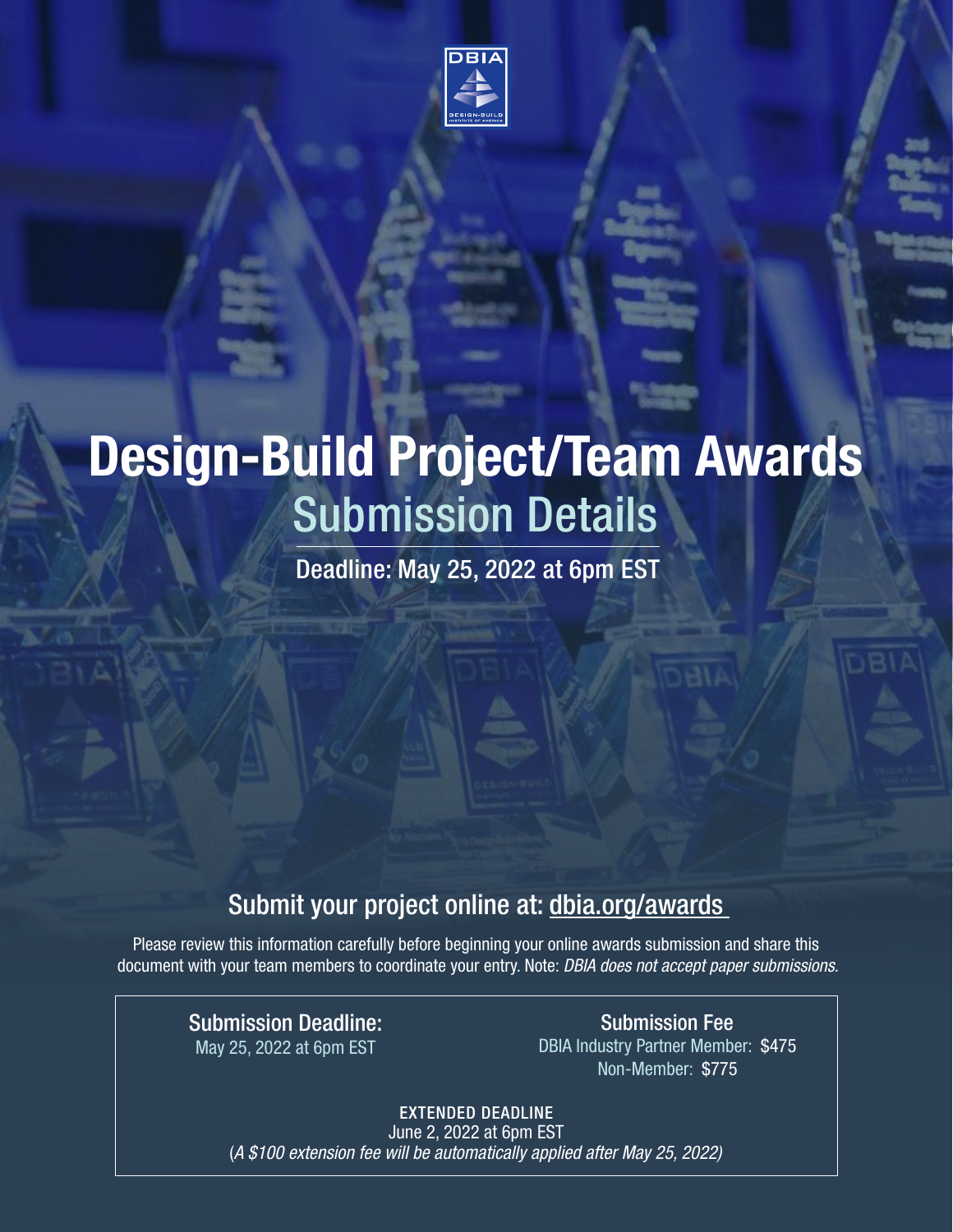# Design-Build Project/Team Awards

## Submission Details

Deadline: May 25, 2022 at 6pm EST

### Submit your project online at: dbia.org/awards

Please review this information carefully before beginning your online awards submission and share this document with your team members to coordinate your entry. Note: *DBIA does not accept paper submissions.*

**Submission Deadline:**
May 25, 2022 at 6pm EST

**Submission Fee**
DBIA Industry Partner Member: $475
Non-Member: $775

**EXTENDED DEADLINE**
June 2, 2022 at 6pm EST
(*A $100 extension fee will be automatically applied after May 25, 2022*)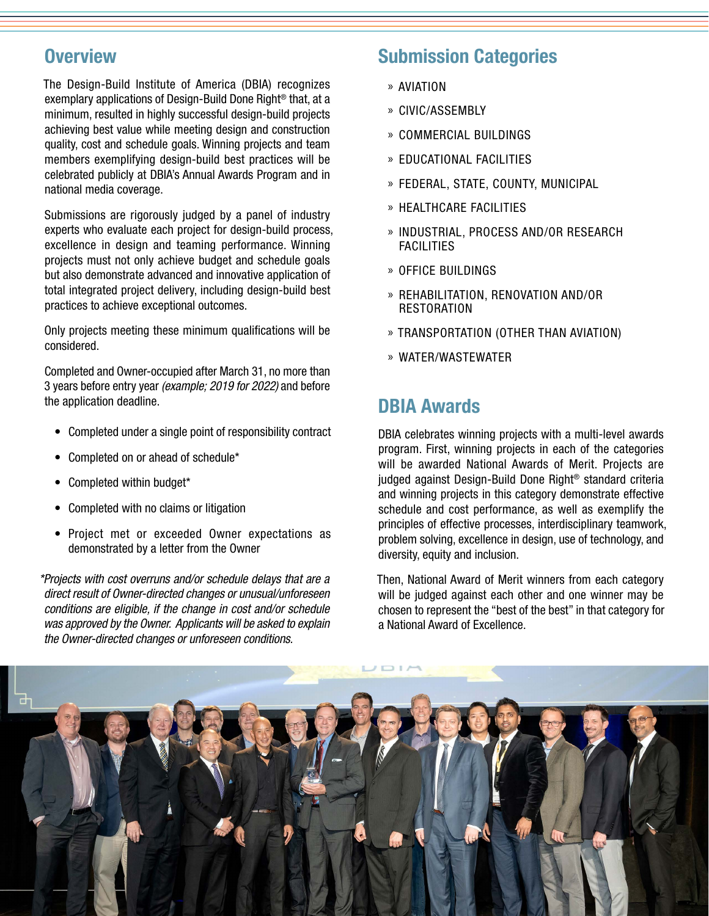## Overview

The Design-Build Institute of America (DBIA) recognizes exemplary applications of Design-Build Done Right® that, at a minimum, resulted in highly successful design-build projects achieving best value while meeting design and construction quality, cost and schedule goals. Winning projects and team members exemplifying design-build best practices will be celebrated publicly at DBIA's Annual Awards Program and in national media coverage.

Submissions are rigorously judged by a panel of industry experts who evaluate each project for design-build process, excellence in design and teaming performance. Winning projects must not only achieve budget and schedule goals but also demonstrate advanced and innovative application of total integrated project delivery, including design-build best practices to achieve exceptional outcomes.

Only projects meeting these minimum qualifications will be considered.

Completed and Owner-occupied after March 31, no more than 3 years before entry year *(example; 2019 for 2022)* and before the application deadline.

- Completed under a single point of responsibility contract
- Completed on or ahead of schedule*
- Completed within budget*
- Completed with no claims or litigation
- Project met or exceeded Owner expectations as demonstrated by a letter from the Owner

*\*Projects with cost overruns and/or schedule delays that are a direct result of Owner-directed changes or unusual/unforeseen conditions are eligible, if the change in cost and/or schedule was approved by the Owner. Applicants will be asked to explain the Owner-directed changes or unforeseen conditions.*

## Submission Categories

- » AVIATION
- » CIVIC/ASSEMBLY
- » COMMERCIAL BUILDINGS
- » EDUCATIONAL FACILITIES
- » FEDERAL, STATE, COUNTY, MUNICIPAL
- » HEALTHCARE FACILITIES
- » INDUSTRIAL, PROCESS AND/OR RESEARCH FACILITIES
- » OFFICE BUILDINGS
- » REHABILITATION, RENOVATION AND/OR RESTORATION
- » TRANSPORTATION (OTHER THAN AVIATION)
- » WATER/WASTEWATER

## DBIA Awards

DBIA celebrates winning projects with a multi-level awards program. First, winning projects in each of the categories will be awarded National Awards of Merit. Projects are judged against Design-Build Done Right® standard criteria and winning projects in this category demonstrate effective schedule and cost performance, as well as exemplify the principles of effective processes, interdisciplinary teamwork, problem solving, excellence in design, use of technology, and diversity, equity and inclusion.

Then, National Award of Merit winners from each category will be judged against each other and one winner may be chosen to represent the "best of the best" in that category for a National Award of Excellence.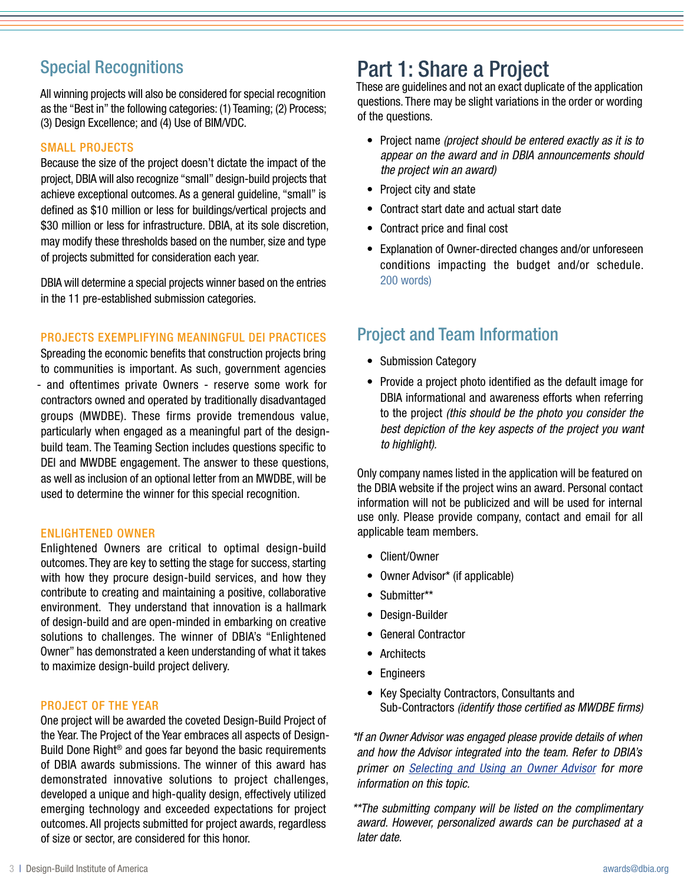## Special Recognitions

All winning projects will also be considered for special recognition as the "Best in" the following categories: (1) Teaming; (2) Process; (3) Design Excellence; and (4) Use of BIM/VDC.

### SMALL PROJECTS

Because the size of the project doesn't dictate the impact of the project, DBIA will also recognize "small" design-build projects that achieve exceptional outcomes. As a general guideline, "small" is defined as $10 million or less for buildings/vertical projects and $30 million or less for infrastructure. DBIA, at its sole discretion, may modify these thresholds based on the number, size and type of projects submitted for consideration each year.

DBIA will determine a special projects winner based on the entries in the 11 pre-established submission categories.

### PROJECTS EXEMPLIFYING MEANINGFUL DEI PRACTICES

Spreading the economic benefits that construction projects bring to communities is important. As such, government agencies - and oftentimes private Owners - reserve some work for contractors owned and operated by traditionally disadvantaged groups (MWDBE). These firms provide tremendous value, particularly when engaged as a meaningful part of the design-build team. The Teaming Section includes questions specific to DEI and MWDBE engagement. The answer to these questions, as well as inclusion of an optional letter from an MWDBE, will be used to determine the winner for this special recognition.

### ENLIGHTENED OWNER

Enlightened Owners are critical to optimal design-build outcomes. They are key to setting the stage for success, starting with how they procure design-build services, and how they contribute to creating and maintaining a positive, collaborative environment. They understand that innovation is a hallmark of design-build and are open-minded in embarking on creative solutions to challenges. The winner of DBIA's "Enlightened Owner" has demonstrated a keen understanding of what it takes to maximize design-build project delivery.

### PROJECT OF THE YEAR

One project will be awarded the coveted Design-Build Project of the Year. The Project of the Year embraces all aspects of Design-Build Done Right® and goes far beyond the basic requirements of DBIA awards submissions. The winner of this award has demonstrated innovative solutions to project challenges, developed a unique and high-quality design, effectively utilized emerging technology and exceeded expectations for project outcomes. All projects submitted for project awards, regardless of size or sector, are considered for this honor.

# Part 1: Share a Project

These are guidelines and not an exact duplicate of the application questions. There may be slight variations in the order or wording of the questions.

- Project name *(project should be entered exactly as it is to appear on the award and in DBIA announcements should the project win an award)*
- Project city and state
- Contract start date and actual start date
- Contract price and final cost
- Explanation of Owner-directed changes and/or unforeseen conditions impacting the budget and/or schedule. 200 words)

## Project and Team Information

- Submission Category
- Provide a project photo identified as the default image for DBIA informational and awareness efforts when referring to the project *(this should be the photo you consider the best depiction of the key aspects of the project you want to highlight).*

Only company names listed in the application will be featured on the DBIA website if the project wins an award. Personal contact information will not be publicized and will be used for internal use only. Please provide company, contact and email for all applicable team members.

- Client/Owner
- Owner Advisor* (if applicable)
- Submitter**
- Design-Builder
- General Contractor
- Architects
- Engineers
- Key Specialty Contractors, Consultants and Sub-Contractors *(identify those certified as MWDBE firms)*

*\*If an Owner Advisor was engaged please provide details of when and how the Advisor integrated into the team. Refer to DBIA's primer on Selecting and Using an Owner Advisor for more information on this topic.*

*\*\*The submitting company will be listed on the complimentary award. However, personalized awards can be purchased at a later date.*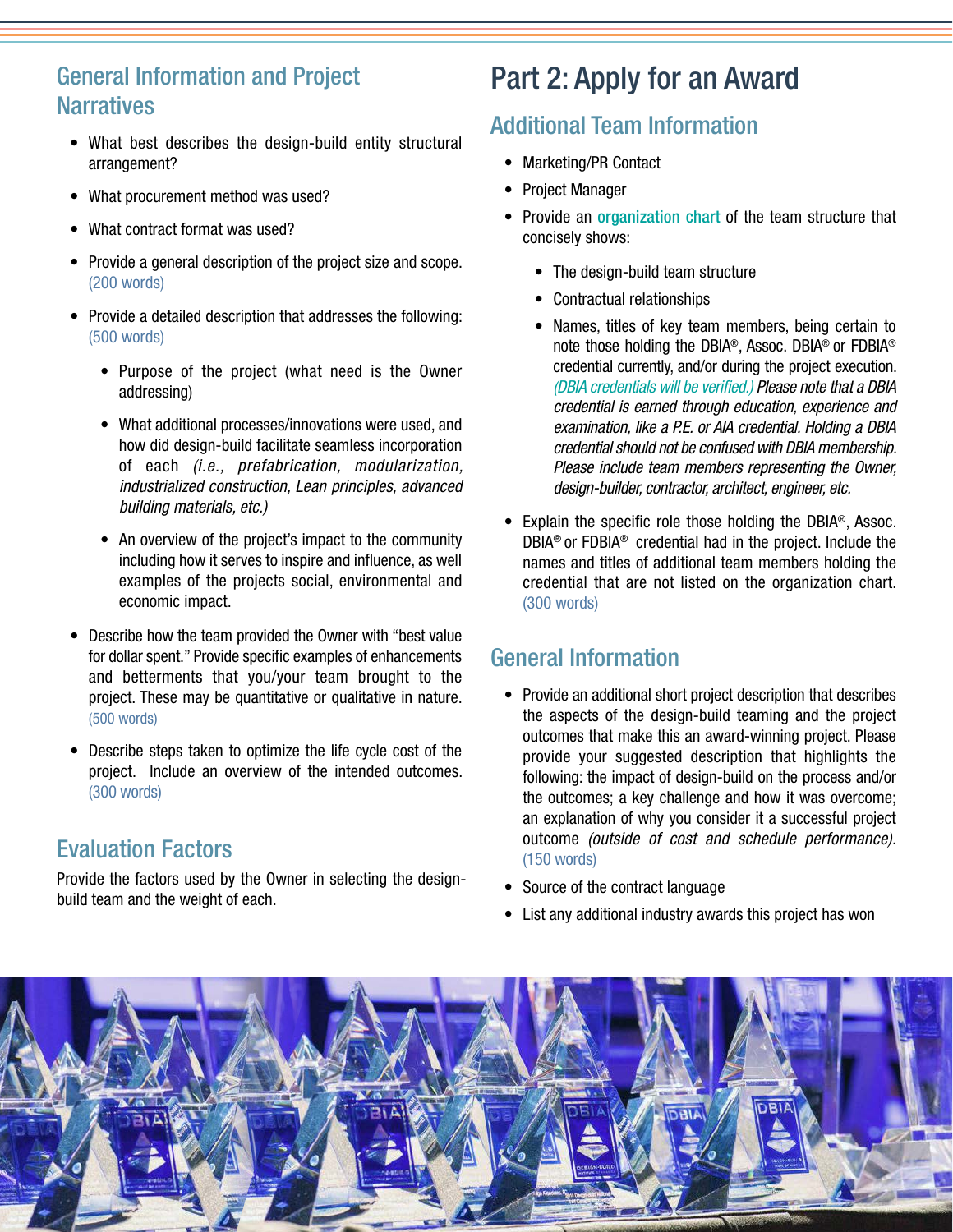## General Information and Project Narratives

- What best describes the design-build entity structural arrangement?
- What procurement method was used?
- What contract format was used?
- Provide a general description of the project size and scope. (200 words)
- Provide a detailed description that addresses the following: (500 words)
  - Purpose of the project (what need is the Owner addressing)
  - What additional processes/innovations were used, and how did design-build facilitate seamless incorporation of each *(i.e., prefabrication, modularization, industrialized construction, Lean principles, advanced building materials, etc.)*
  - An overview of the project's impact to the community including how it serves to inspire and influence, as well examples of the projects social, environmental and economic impact.
- Describe how the team provided the Owner with "best value for dollar spent." Provide specific examples of enhancements and betterments that you/your team brought to the project. These may be quantitative or qualitative in nature. (500 words)
- Describe steps taken to optimize the life cycle cost of the project. Include an overview of the intended outcomes. (300 words)

## Evaluation Factors

Provide the factors used by the Owner in selecting the design-build team and the weight of each.

# Part 2: Apply for an Award

## Additional Team Information

- Marketing/PR Contact
- Project Manager
- Provide an organization chart of the team structure that concisely shows:
  - The design-build team structure
  - Contractual relationships
  - Names, titles of key team members, being certain to note those holding the DBIA®, Assoc. DBIA® or FDBIA® credential currently, and/or during the project execution. *(DBIA credentials will be verified.) Please note that a DBIA credential is earned through education, experience and examination, like a P.E. or AIA credential. Holding a DBIA credential should not be confused with DBIA membership. Please include team members representing the Owner, design-builder, contractor, architect, engineer, etc.*
- Explain the specific role those holding the DBIA®, Assoc. DBIA® or FDBIA® credential had in the project. Include the names and titles of additional team members holding the credential that are not listed on the organization chart. (300 words)

## General Information

- Provide an additional short project description that describes the aspects of the design-build teaming and the project outcomes that make this an award-winning project. Please provide your suggested description that highlights the following: the impact of design-build on the process and/or the outcomes; a key challenge and how it was overcome; an explanation of why you consider it a successful project outcome *(outside of cost and schedule performance).* (150 words)
- Source of the contract language
- List any additional industry awards this project has won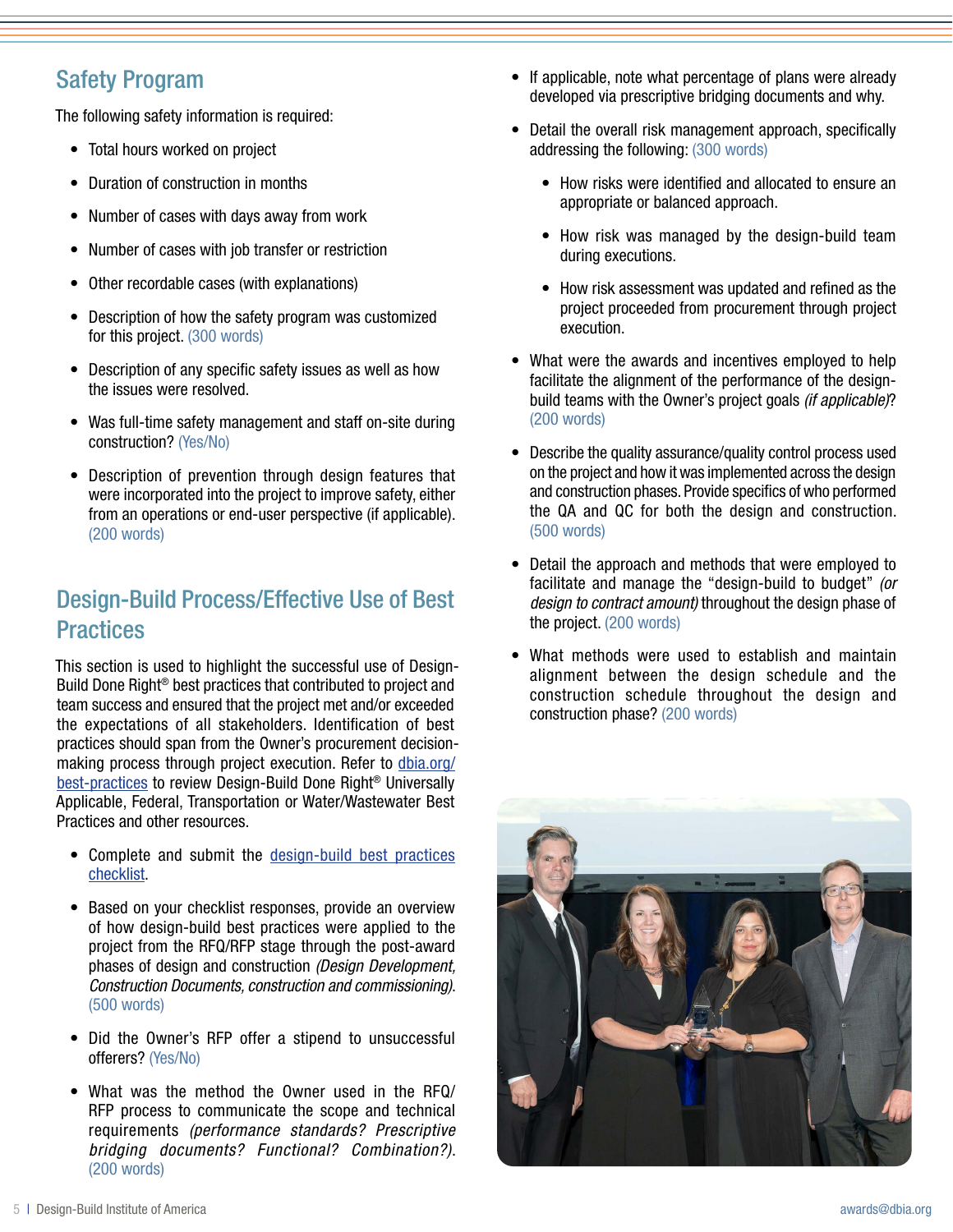## Safety Program

The following safety information is required:

- Total hours worked on project
- Duration of construction in months
- Number of cases with days away from work
- Number of cases with job transfer or restriction
- Other recordable cases (with explanations)
- Description of how the safety program was customized for this project. (300 words)
- Description of any specific safety issues as well as how the issues were resolved.
- Was full-time safety management and staff on-site during construction? (Yes/No)
- Description of prevention through design features that were incorporated into the project to improve safety, either from an operations or end-user perspective (if applicable). (200 words)

## Design-Build Process/Effective Use of Best Practices

This section is used to highlight the successful use of Design-Build Done Right® best practices that contributed to project and team success and ensured that the project met and/or exceeded the expectations of all stakeholders. Identification of best practices should span from the Owner's procurement decision-making process through project execution. Refer to [dbia.org/best-practices](dbia.org/best-practices) to review Design-Build Done Right® Universally Applicable, Federal, Transportation or Water/Wastewater Best Practices and other resources.

- Complete and submit the design-build best practices checklist.
- Based on your checklist responses, provide an overview of how design-build best practices were applied to the project from the RFQ/RFP stage through the post-award phases of design and construction *(Design Development, Construction Documents, construction and commissioning)*. (500 words)
- Did the Owner's RFP offer a stipend to unsuccessful offerers? (Yes/No)
- What was the method the Owner used in the RFQ/RFP process to communicate the scope and technical requirements *(performance standards? Prescriptive bridging documents? Functional? Combination?)*. (200 words)
- If applicable, note what percentage of plans were already developed via prescriptive bridging documents and why.
- Detail the overall risk management approach, specifically addressing the following: (300 words)
  - How risks were identified and allocated to ensure an appropriate or balanced approach.
  - How risk was managed by the design-build team during executions.
  - How risk assessment was updated and refined as the project proceeded from procurement through project execution.
- What were the awards and incentives employed to help facilitate the alignment of the performance of the design-build teams with the Owner's project goals *(if applicable)*? (200 words)
- Describe the quality assurance/quality control process used on the project and how it was implemented across the design and construction phases. Provide specifics of who performed the QA and QC for both the design and construction. (500 words)
- Detail the approach and methods that were employed to facilitate and manage the "design-build to budget" *(or design to contract amount)* throughout the design phase of the project. (200 words)
- What methods were used to establish and maintain alignment between the design schedule and the construction schedule throughout the design and construction phase? (200 words)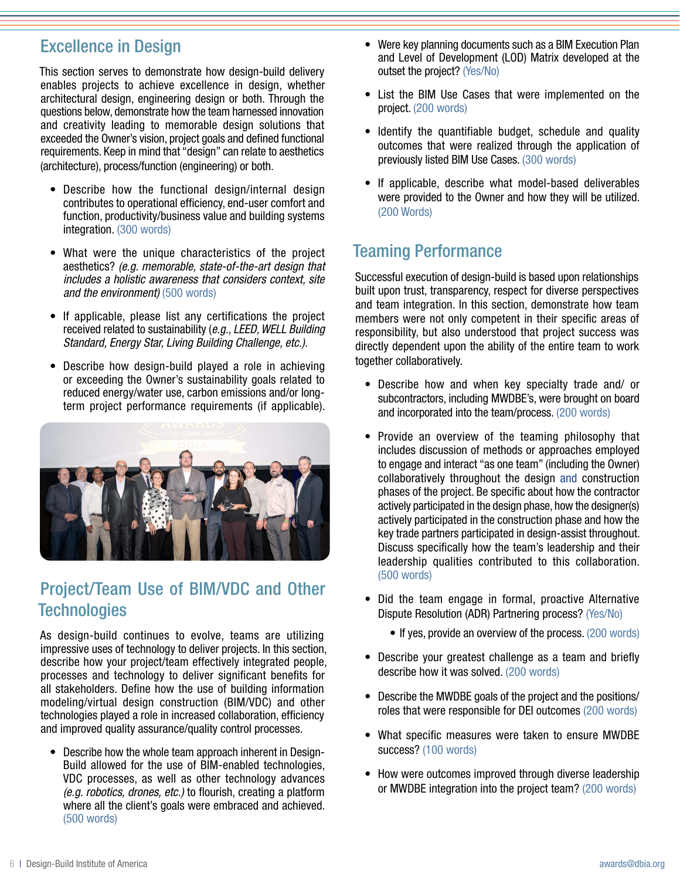## Excellence in Design

This section serves to demonstrate how design-build delivery enables projects to achieve excellence in design, whether architectural design, engineering design or both. Through the questions below, demonstrate how the team harnessed innovation and creativity leading to memorable design solutions that exceeded the Owner's vision, project goals and defined functional requirements. Keep in mind that "design" can relate to aesthetics (architecture), process/function (engineering) or both.

- Describe how the functional design/internal design contributes to operational efficiency, end-user comfort and function, productivity/business value and building systems integration. (300 words)
- What were the unique characteristics of the project aesthetics? *(e.g. memorable, state-of-the-art design that includes a holistic awareness that considers context, site and the environment)* (500 words)
- If applicable, please list any certifications the project received related to sustainability (*e.g., LEED, WELL Building Standard, Energy Star, Living Building Challenge, etc.).*
- Describe how design-build played a role in achieving or exceeding the Owner's sustainability goals related to reduced energy/water use, carbon emissions and/or long-term project performance requirements (if applicable).

## Project/Team Use of BIM/VDC and Other Technologies

As design-build continues to evolve, teams are utilizing impressive uses of technology to deliver projects. In this section, describe how your project/team effectively integrated people, processes and technology to deliver significant benefits for all stakeholders. Define how the use of building information modeling/virtual design construction (BIM/VDC) and other technologies played a role in increased collaboration, efficiency and improved quality assurance/quality control processes.

- Describe how the whole team approach inherent in Design-Build allowed for the use of BIM-enabled technologies, VDC processes, as well as other technology advances *(e.g. robotics, drones, etc.)* to flourish, creating a platform where all the client's goals were embraced and achieved. (500 words)
- Were key planning documents such as a BIM Execution Plan and Level of Development (LOD) Matrix developed at the outset the project? (Yes/No)
- List the BIM Use Cases that were implemented on the project. (200 words)
- Identify the quantifiable budget, schedule and quality outcomes that were realized through the application of previously listed BIM Use Cases. (300 words)
- If applicable, describe what model-based deliverables were provided to the Owner and how they will be utilized. (200 Words)

## Teaming Performance

Successful execution of design-build is based upon relationships built upon trust, transparency, respect for diverse perspectives and team integration. In this section, demonstrate how team members were not only competent in their specific areas of responsibility, but also understood that project success was directly dependent upon the ability of the entire team to work together collaboratively.

- Describe how and when key specialty trade and/ or subcontractors, including MWDBE's, were brought on board and incorporated into the team/process. (200 words)
- Provide an overview of the teaming philosophy that includes discussion of methods or approaches employed to engage and interact "as one team" (including the Owner) collaboratively throughout the design and construction phases of the project. Be specific about how the contractor actively participated in the design phase, how the designer(s) actively participated in the construction phase and how the key trade partners participated in design-assist throughout. Discuss specifically how the team's leadership and their leadership qualities contributed to this collaboration. (500 words)
- Did the team engage in formal, proactive Alternative Dispute Resolution (ADR) Partnering process? (Yes/No)
  - If yes, provide an overview of the process. (200 words)
- Describe your greatest challenge as a team and briefly describe how it was solved. (200 words)
- Describe the MWDBE goals of the project and the positions/ roles that were responsible for DEI outcomes (200 words)
- What specific measures were taken to ensure MWDBE success? (100 words)
- How were outcomes improved through diverse leadership or MWDBE integration into the project team? (200 words)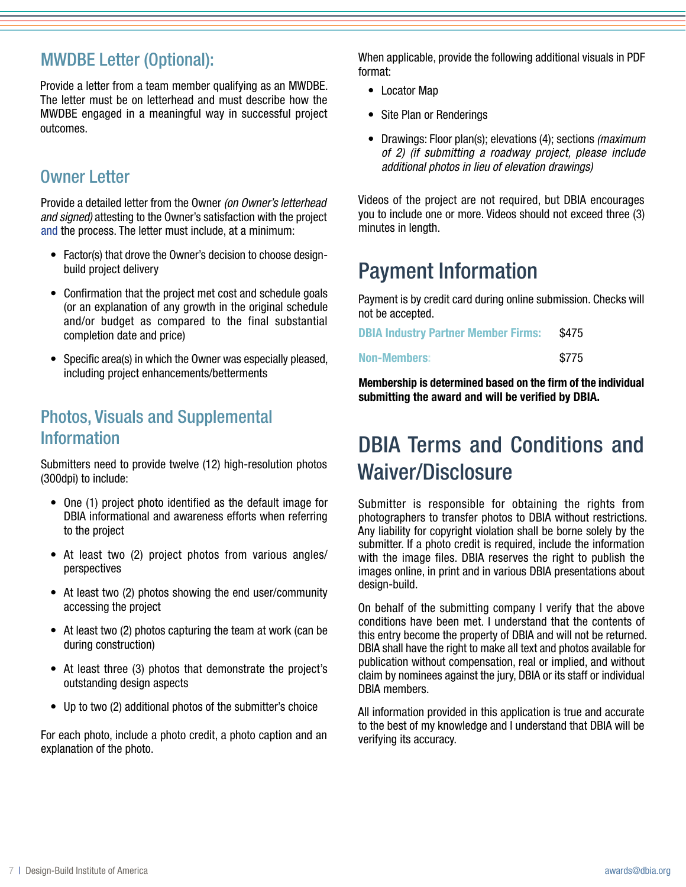## MWDBE Letter (Optional):

Provide a letter from a team member qualifying as an MWDBE. The letter must be on letterhead and must describe how the MWDBE engaged in a meaningful way in successful project outcomes.

## Owner Letter

Provide a detailed letter from the Owner *(on Owner's letterhead and signed)* attesting to the Owner's satisfaction with the project and the process. The letter must include, at a minimum:

- Factor(s) that drove the Owner's decision to choose design-build project delivery
- Confirmation that the project met cost and schedule goals (or an explanation of any growth in the original schedule and/or budget as compared to the final substantial completion date and price)
- Specific area(s) in which the Owner was especially pleased, including project enhancements/betterments

## Photos, Visuals and Supplemental Information

Submitters need to provide twelve (12) high-resolution photos (300dpi) to include:

- One (1) project photo identified as the default image for DBIA informational and awareness efforts when referring to the project
- At least two (2) project photos from various angles/perspectives
- At least two (2) photos showing the end user/community accessing the project
- At least two (2) photos capturing the team at work (can be during construction)
- At least three (3) photos that demonstrate the project's outstanding design aspects
- Up to two (2) additional photos of the submitter's choice

For each photo, include a photo credit, a photo caption and an explanation of the photo.

When applicable, provide the following additional visuals in PDF format:

- Locator Map
- Site Plan or Renderings
- Drawings: Floor plan(s); elevations (4); sections *(maximum of 2) (if submitting a roadway project, please include additional photos in lieu of elevation drawings)*

Videos of the project are not required, but DBIA encourages you to include one or more. Videos should not exceed three (3) minutes in length.

# Payment Information

Payment is by credit card during online submission. Checks will not be accepted.

| | |
|---|---|
| **DBIA Industry Partner Member Firms:** | $475 |
| **Non-Members:** | $775 |

**Membership is determined based on the firm of the individual submitting the award and will be verified by DBIA.**

# DBIA Terms and Conditions and Waiver/Disclosure

Submitter is responsible for obtaining the rights from photographers to transfer photos to DBIA without restrictions. Any liability for copyright violation shall be borne solely by the submitter. If a photo credit is required, include the information with the image files. DBIA reserves the right to publish the images online, in print and in various DBIA presentations about design-build.

On behalf of the submitting company I verify that the above conditions have been met. I understand that the contents of this entry become the property of DBIA and will not be returned. DBIA shall have the right to make all text and photos available for publication without compensation, real or implied, and without claim by nominees against the jury, DBIA or its staff or individual DBIA members.

All information provided in this application is true and accurate to the best of my knowledge and I understand that DBIA will be verifying its accuracy.